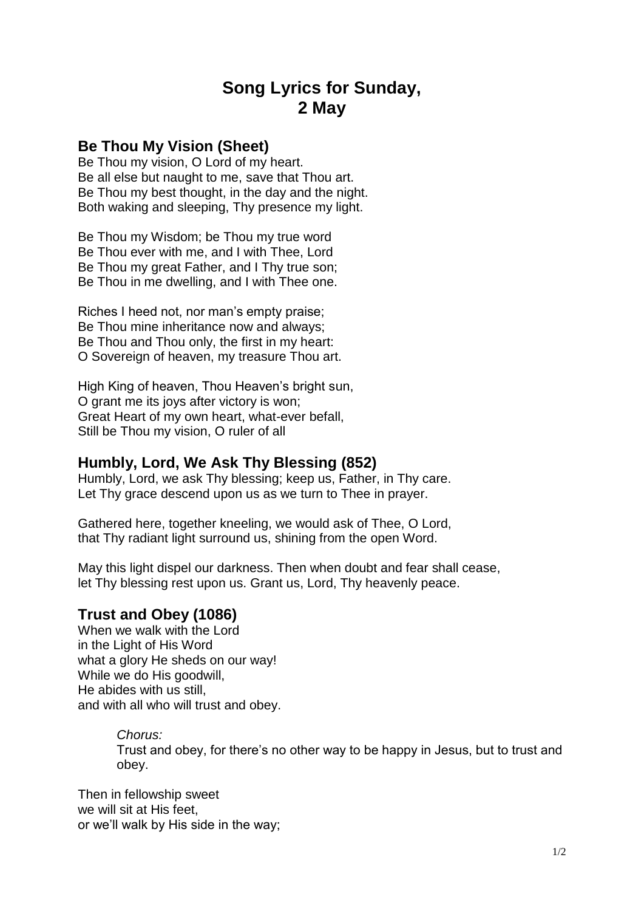# Song Lyrics for Sunday, 2 May

## Be Thou My Vision (Sheet)

Be Thou my vision, O Lord of my heart.
Be all else but naught to me, save that Thou art.
Be Thou my best thought, in the day and the night.
Both waking and sleeping, Thy presence my light.

Be Thou my Wisdom; be Thou my true word
Be Thou ever with me, and I with Thee, Lord
Be Thou my great Father, and I Thy true son;
Be Thou in me dwelling, and I with Thee one.

Riches I heed not, nor man's empty praise;
Be Thou mine inheritance now and always;
Be Thou and Thou only, the first in my heart:
O Sovereign of heaven, my treasure Thou art.

High King of heaven, Thou Heaven's bright sun,
O grant me its joys after victory is won;
Great Heart of my own heart, what-ever befall,
Still be Thou my vision, O ruler of all

## Humbly, Lord, We Ask Thy Blessing (852)

Humbly, Lord, we ask Thy blessing; keep us, Father, in Thy care.
Let Thy grace descend upon us as we turn to Thee in prayer.

Gathered here, together kneeling, we would ask of Thee, O Lord,
that Thy radiant light surround us, shining from the open Word.

May this light dispel our darkness. Then when doubt and fear shall cease,
let Thy blessing rest upon us. Grant us, Lord, Thy heavenly peace.

## Trust and Obey (1086)

When we walk with the Lord
in the Light of His Word
what a glory He sheds on our way!
While we do His goodwill,
He abides with us still,
and with all who will trust and obey.

> *Chorus:*
> Trust and obey, for there's no other way to be happy in Jesus, but to trust and obey.

Then in fellowship sweet
we will sit at His feet,
or we'll walk by His side in the way;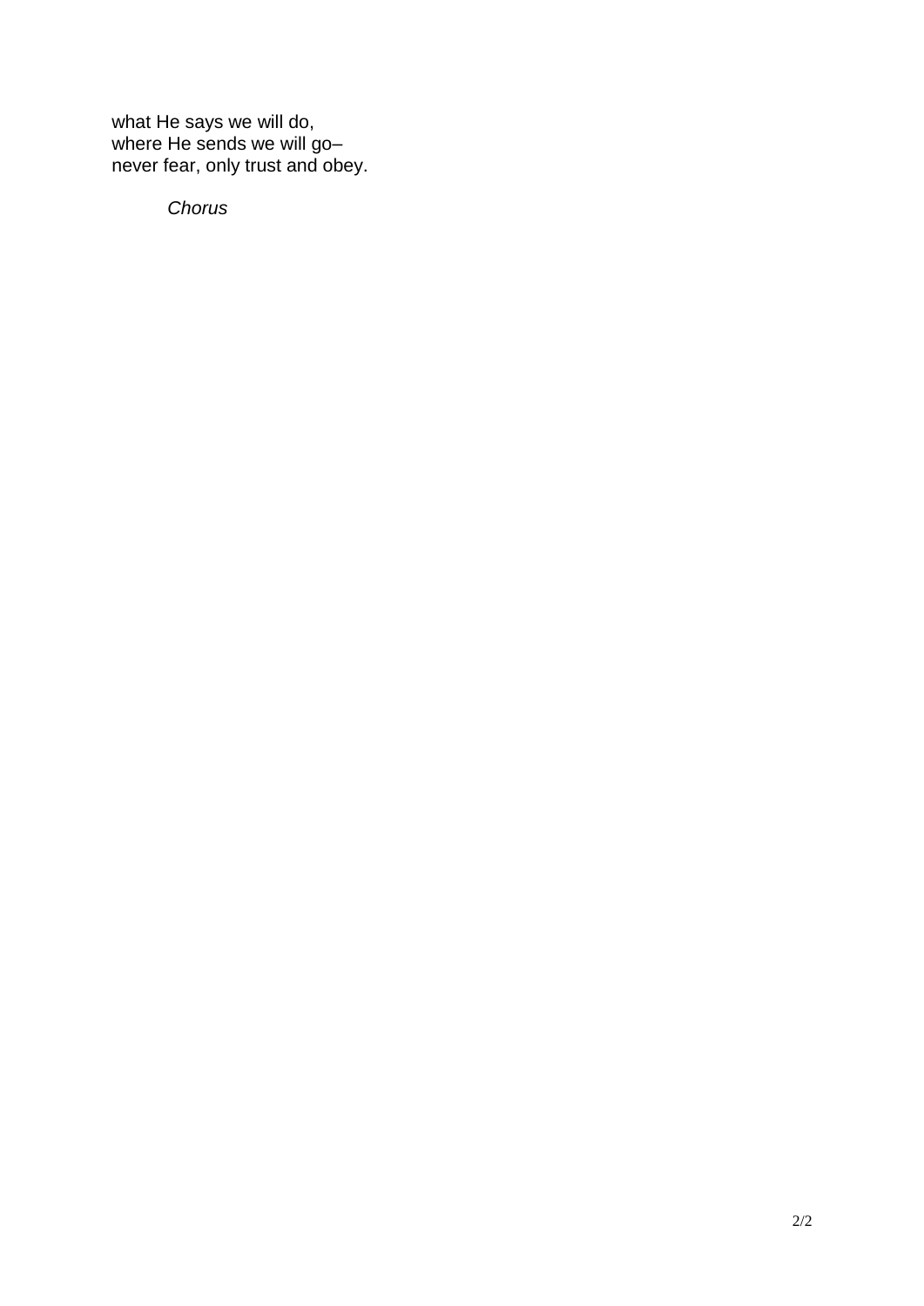what He says we will do,
where He sends we will go–
never fear, only trust and obey.

*Chorus*